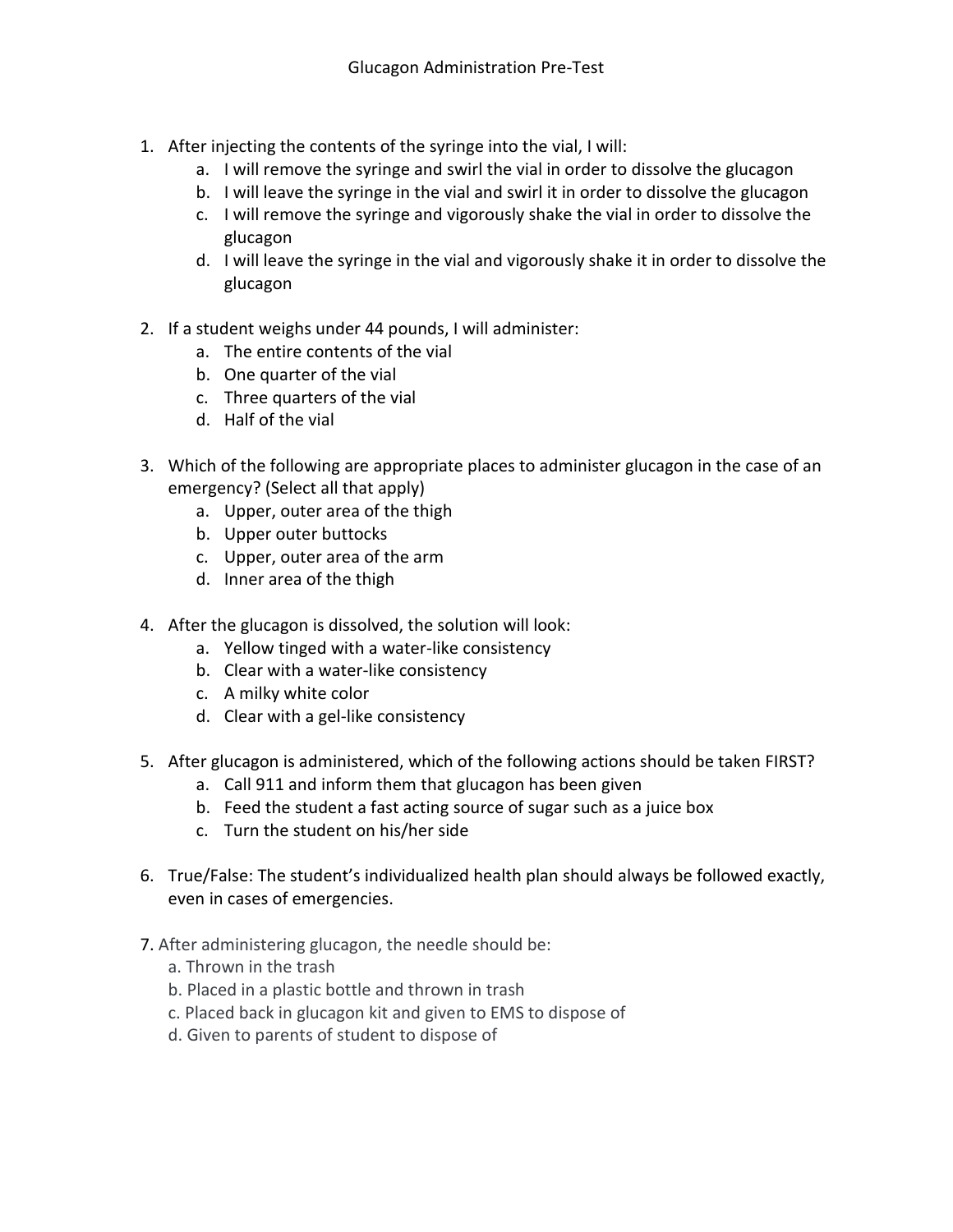# Glucagon Administration Pre-Test

1. After injecting the contents of the syringe into the vial, I will:
   a. I will remove the syringe and swirl the vial in order to dissolve the glucagon
   b. I will leave the syringe in the vial and swirl it in order to dissolve the glucagon
   c. I will remove the syringe and vigorously shake the vial in order to dissolve the glucagon
   d. I will leave the syringe in the vial and vigorously shake it in order to dissolve the glucagon

2. If a student weighs under 44 pounds, I will administer:
   a. The entire contents of the vial
   b. One quarter of the vial
   c. Three quarters of the vial
   d. Half of the vial

3. Which of the following are appropriate places to administer glucagon in the case of an emergency? (Select all that apply)
   a. Upper, outer area of the thigh
   b. Upper outer buttocks
   c. Upper, outer area of the arm
   d. Inner area of the thigh

4. After the glucagon is dissolved, the solution will look:
   a. Yellow tinged with a water-like consistency
   b. Clear with a water-like consistency
   c. A milky white color
   d. Clear with a gel-like consistency

5. After glucagon is administered, which of the following actions should be taken FIRST?
   a. Call 911 and inform them that glucagon has been given
   b. Feed the student a fast acting source of sugar such as a juice box
   c. Turn the student on his/her side

6. True/False: The student's individualized health plan should always be followed exactly, even in cases of emergencies.

7. After administering glucagon, the needle should be:
   a. Thrown in the trash
   b. Placed in a plastic bottle and thrown in trash
   c. Placed back in glucagon kit and given to EMS to dispose of
   d. Given to parents of student to dispose of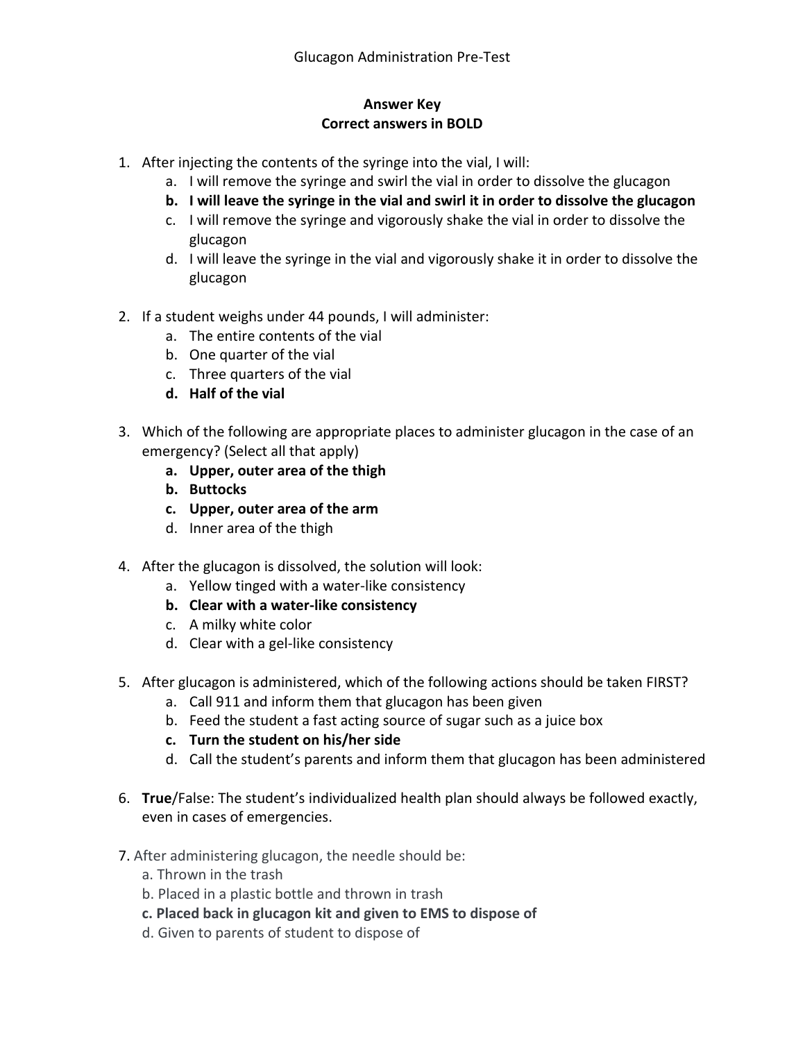Glucagon Administration Pre-Test

**Answer Key**
**Correct answers in BOLD**

1. After injecting the contents of the syringe into the vial, I will:
   a. I will remove the syringe and swirl the vial in order to dissolve the glucagon
   **b. I will leave the syringe in the vial and swirl it in order to dissolve the glucagon**
   c. I will remove the syringe and vigorously shake the vial in order to dissolve the glucagon
   d. I will leave the syringe in the vial and vigorously shake it in order to dissolve the glucagon

2. If a student weighs under 44 pounds, I will administer:
   a. The entire contents of the vial
   b. One quarter of the vial
   c. Three quarters of the vial
   **d. Half of the vial**

3. Which of the following are appropriate places to administer glucagon in the case of an emergency? (Select all that apply)
   **a. Upper, outer area of the thigh**
   **b. Buttocks**
   **c. Upper, outer area of the arm**
   d. Inner area of the thigh

4. After the glucagon is dissolved, the solution will look:
   a. Yellow tinged with a water-like consistency
   **b. Clear with a water-like consistency**
   c. A milky white color
   d. Clear with a gel-like consistency

5. After glucagon is administered, which of the following actions should be taken FIRST?
   a. Call 911 and inform them that glucagon has been given
   b. Feed the student a fast acting source of sugar such as a juice box
   **c. Turn the student on his/her side**
   d. Call the student's parents and inform them that glucagon has been administered

6. **True**/False: The student's individualized health plan should always be followed exactly, even in cases of emergencies.

7. After administering glucagon, the needle should be:
   a. Thrown in the trash
   b. Placed in a plastic bottle and thrown in trash
   **c. Placed back in glucagon kit and given to EMS to dispose of**
   d. Given to parents of student to dispose of